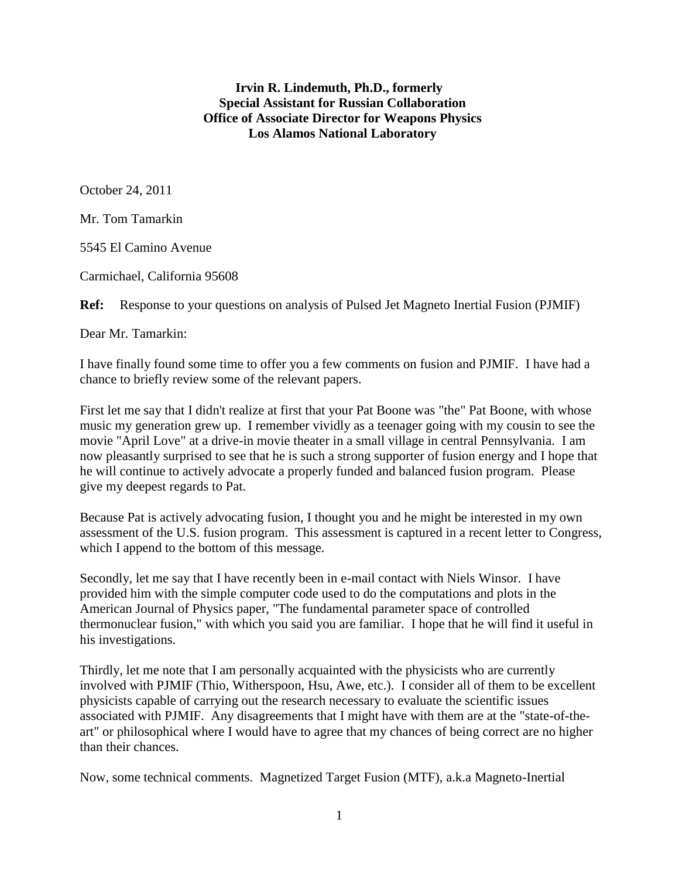**Irvin R. Lindemuth, Ph.D., formerly**
**Special Assistant for Russian Collaboration**
**Office of Associate Director for Weapons Physics**
**Los Alamos National Laboratory**

October 24, 2011

Mr. Tom Tamarkin

5545 El Camino Avenue

Carmichael, California 95608

**Ref:** Response to your questions on analysis of Pulsed Jet Magneto Inertial Fusion (PJMIF)

Dear Mr. Tamarkin:

I have finally found some time to offer you a few comments on fusion and PJMIF. I have had a chance to briefly review some of the relevant papers.

First let me say that I didn't realize at first that your Pat Boone was "the" Pat Boone, with whose music my generation grew up. I remember vividly as a teenager going with my cousin to see the movie "April Love" at a drive-in movie theater in a small village in central Pennsylvania. I am now pleasantly surprised to see that he is such a strong supporter of fusion energy and I hope that he will continue to actively advocate a properly funded and balanced fusion program. Please give my deepest regards to Pat.

Because Pat is actively advocating fusion, I thought you and he might be interested in my own assessment of the U.S. fusion program. This assessment is captured in a recent letter to Congress, which I append to the bottom of this message.

Secondly, let me say that I have recently been in e-mail contact with Niels Winsor. I have provided him with the simple computer code used to do the computations and plots in the American Journal of Physics paper, "The fundamental parameter space of controlled thermonuclear fusion," with which you said you are familiar. I hope that he will find it useful in his investigations.

Thirdly, let me note that I am personally acquainted with the physicists who are currently involved with PJMIF (Thio, Witherspoon, Hsu, Awe, etc.). I consider all of them to be excellent physicists capable of carrying out the research necessary to evaluate the scientific issues associated with PJMIF. Any disagreements that I might have with them are at the "state-of-the-art" or philosophical where I would have to agree that my chances of being correct are no higher than their chances.

Now, some technical comments. Magnetized Target Fusion (MTF), a.k.a Magneto-Inertial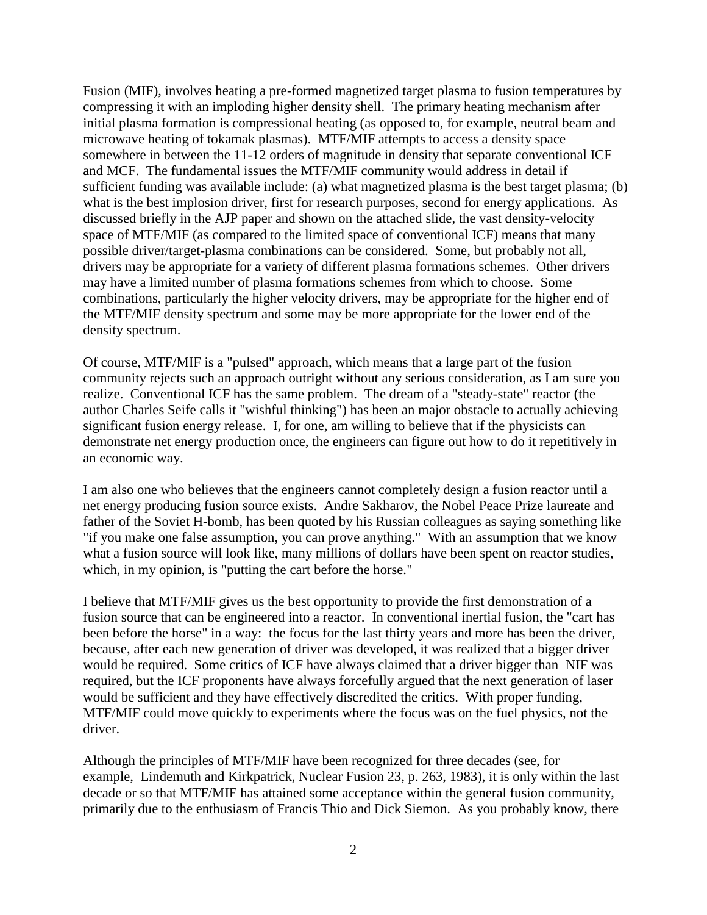Fusion (MIF), involves heating a pre-formed magnetized target plasma to fusion temperatures by compressing it with an imploding higher density shell. The primary heating mechanism after initial plasma formation is compressional heating (as opposed to, for example, neutral beam and microwave heating of tokamak plasmas). MTF/MIF attempts to access a density space somewhere in between the 11-12 orders of magnitude in density that separate conventional ICF and MCF. The fundamental issues the MTF/MIF community would address in detail if sufficient funding was available include: (a) what magnetized plasma is the best target plasma; (b) what is the best implosion driver, first for research purposes, second for energy applications. As discussed briefly in the AJP paper and shown on the attached slide, the vast density-velocity space of MTF/MIF (as compared to the limited space of conventional ICF) means that many possible driver/target-plasma combinations can be considered. Some, but probably not all, drivers may be appropriate for a variety of different plasma formations schemes. Other drivers may have a limited number of plasma formations schemes from which to choose. Some combinations, particularly the higher velocity drivers, may be appropriate for the higher end of the MTF/MIF density spectrum and some may be more appropriate for the lower end of the density spectrum.

Of course, MTF/MIF is a "pulsed" approach, which means that a large part of the fusion community rejects such an approach outright without any serious consideration, as I am sure you realize. Conventional ICF has the same problem. The dream of a "steady-state" reactor (the author Charles Seife calls it "wishful thinking") has been an major obstacle to actually achieving significant fusion energy release. I, for one, am willing to believe that if the physicists can demonstrate net energy production once, the engineers can figure out how to do it repetitively in an economic way.

I am also one who believes that the engineers cannot completely design a fusion reactor until a net energy producing fusion source exists. Andre Sakharov, the Nobel Peace Prize laureate and father of the Soviet H-bomb, has been quoted by his Russian colleagues as saying something like "if you make one false assumption, you can prove anything." With an assumption that we know what a fusion source will look like, many millions of dollars have been spent on reactor studies, which, in my opinion, is "putting the cart before the horse."

I believe that MTF/MIF gives us the best opportunity to provide the first demonstration of a fusion source that can be engineered into a reactor. In conventional inertial fusion, the "cart has been before the horse" in a way: the focus for the last thirty years and more has been the driver, because, after each new generation of driver was developed, it was realized that a bigger driver would be required. Some critics of ICF have always claimed that a driver bigger than NIF was required, but the ICF proponents have always forcefully argued that the next generation of laser would be sufficient and they have effectively discredited the critics. With proper funding, MTF/MIF could move quickly to experiments where the focus was on the fuel physics, not the driver.

Although the principles of MTF/MIF have been recognized for three decades (see, for example, Lindemuth and Kirkpatrick, Nuclear Fusion 23, p. 263, 1983), it is only within the last decade or so that MTF/MIF has attained some acceptance within the general fusion community, primarily due to the enthusiasm of Francis Thio and Dick Siemon. As you probably know, there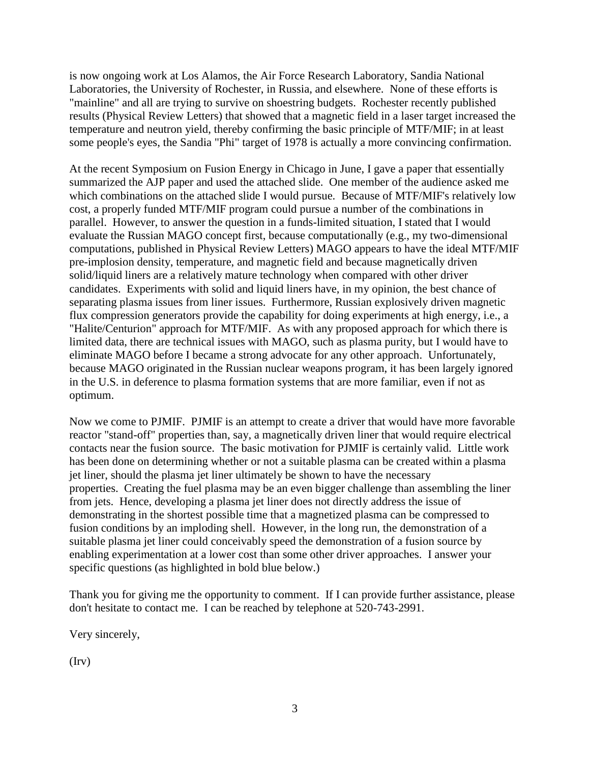is now ongoing work at Los Alamos, the Air Force Research Laboratory, Sandia National Laboratories, the University of Rochester, in Russia, and elsewhere. None of these efforts is "mainline" and all are trying to survive on shoestring budgets. Rochester recently published results (Physical Review Letters) that showed that a magnetic field in a laser target increased the temperature and neutron yield, thereby confirming the basic principle of MTF/MIF; in at least some people's eyes, the Sandia "Phi" target of 1978 is actually a more convincing confirmation.

At the recent Symposium on Fusion Energy in Chicago in June, I gave a paper that essentially summarized the AJP paper and used the attached slide. One member of the audience asked me which combinations on the attached slide I would pursue. Because of MTF/MIF's relatively low cost, a properly funded MTF/MIF program could pursue a number of the combinations in parallel. However, to answer the question in a funds-limited situation, I stated that I would evaluate the Russian MAGO concept first, because computationally (e.g., my two-dimensional computations, published in Physical Review Letters) MAGO appears to have the ideal MTF/MIF pre-implosion density, temperature, and magnetic field and because magnetically driven solid/liquid liners are a relatively mature technology when compared with other driver candidates. Experiments with solid and liquid liners have, in my opinion, the best chance of separating plasma issues from liner issues. Furthermore, Russian explosively driven magnetic flux compression generators provide the capability for doing experiments at high energy, i.e., a "Halite/Centurion" approach for MTF/MIF. As with any proposed approach for which there is limited data, there are technical issues with MAGO, such as plasma purity, but I would have to eliminate MAGO before I became a strong advocate for any other approach. Unfortunately, because MAGO originated in the Russian nuclear weapons program, it has been largely ignored in the U.S. in deference to plasma formation systems that are more familiar, even if not as optimum.

Now we come to PJMIF. PJMIF is an attempt to create a driver that would have more favorable reactor "stand-off" properties than, say, a magnetically driven liner that would require electrical contacts near the fusion source. The basic motivation for PJMIF is certainly valid. Little work has been done on determining whether or not a suitable plasma can be created within a plasma jet liner, should the plasma jet liner ultimately be shown to have the necessary properties. Creating the fuel plasma may be an even bigger challenge than assembling the liner from jets. Hence, developing a plasma jet liner does not directly address the issue of demonstrating in the shortest possible time that a magnetized plasma can be compressed to fusion conditions by an imploding shell. However, in the long run, the demonstration of a suitable plasma jet liner could conceivably speed the demonstration of a fusion source by enabling experimentation at a lower cost than some other driver approaches. I answer your specific questions (as highlighted in bold blue below.)

Thank you for giving me the opportunity to comment. If I can provide further assistance, please don't hesitate to contact me. I can be reached by telephone at 520-743-2991.

Very sincerely,

(Irv)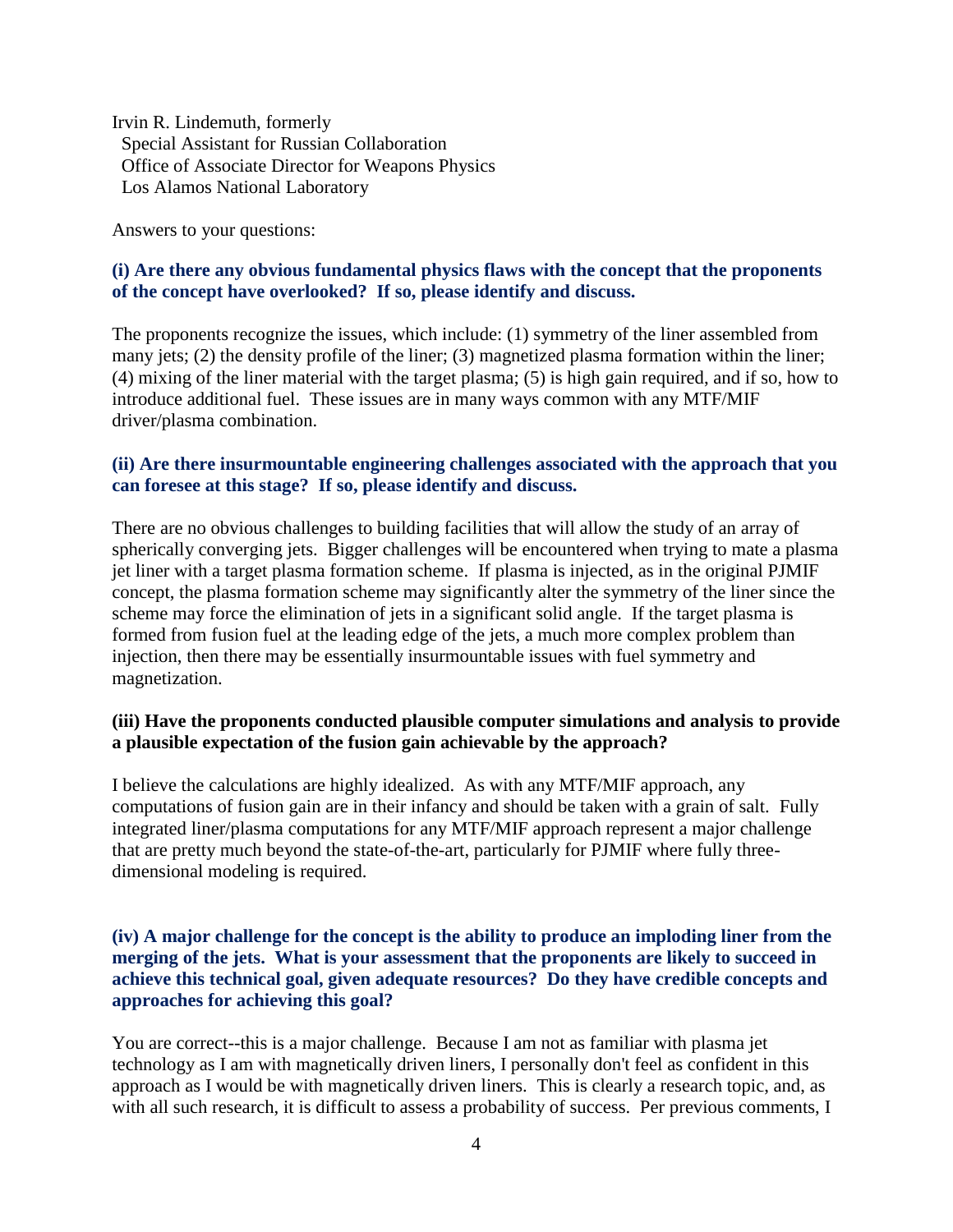Irvin R. Lindemuth, formerly
Special Assistant for Russian Collaboration
Office of Associate Director for Weapons Physics
Los Alamos National Laboratory

Answers to your questions:

**(i) Are there any obvious fundamental physics flaws with the concept that the proponents of the concept have overlooked? If so, please identify and discuss.**

The proponents recognize the issues, which include: (1) symmetry of the liner assembled from many jets; (2) the density profile of the liner; (3) magnetized plasma formation within the liner; (4) mixing of the liner material with the target plasma; (5) is high gain required, and if so, how to introduce additional fuel. These issues are in many ways common with any MTF/MIF driver/plasma combination.

**(ii) Are there insurmountable engineering challenges associated with the approach that you can foresee at this stage? If so, please identify and discuss.**

There are no obvious challenges to building facilities that will allow the study of an array of spherically converging jets. Bigger challenges will be encountered when trying to mate a plasma jet liner with a target plasma formation scheme. If plasma is injected, as in the original PJMIF concept, the plasma formation scheme may significantly alter the symmetry of the liner since the scheme may force the elimination of jets in a significant solid angle. If the target plasma is formed from fusion fuel at the leading edge of the jets, a much more complex problem than injection, then there may be essentially insurmountable issues with fuel symmetry and magnetization.

**(iii) Have the proponents conducted plausible computer simulations and analysis to provide a plausible expectation of the fusion gain achievable by the approach?**

I believe the calculations are highly idealized. As with any MTF/MIF approach, any computations of fusion gain are in their infancy and should be taken with a grain of salt. Fully integrated liner/plasma computations for any MTF/MIF approach represent a major challenge that are pretty much beyond the state-of-the-art, particularly for PJMIF where fully three-dimensional modeling is required.

**(iv) A major challenge for the concept is the ability to produce an imploding liner from the merging of the jets. What is your assessment that the proponents are likely to succeed in achieve this technical goal, given adequate resources? Do they have credible concepts and approaches for achieving this goal?**

You are correct--this is a major challenge. Because I am not as familiar with plasma jet technology as I am with magnetically driven liners, I personally don't feel as confident in this approach as I would be with magnetically driven liners. This is clearly a research topic, and, as with all such research, it is difficult to assess a probability of success. Per previous comments, I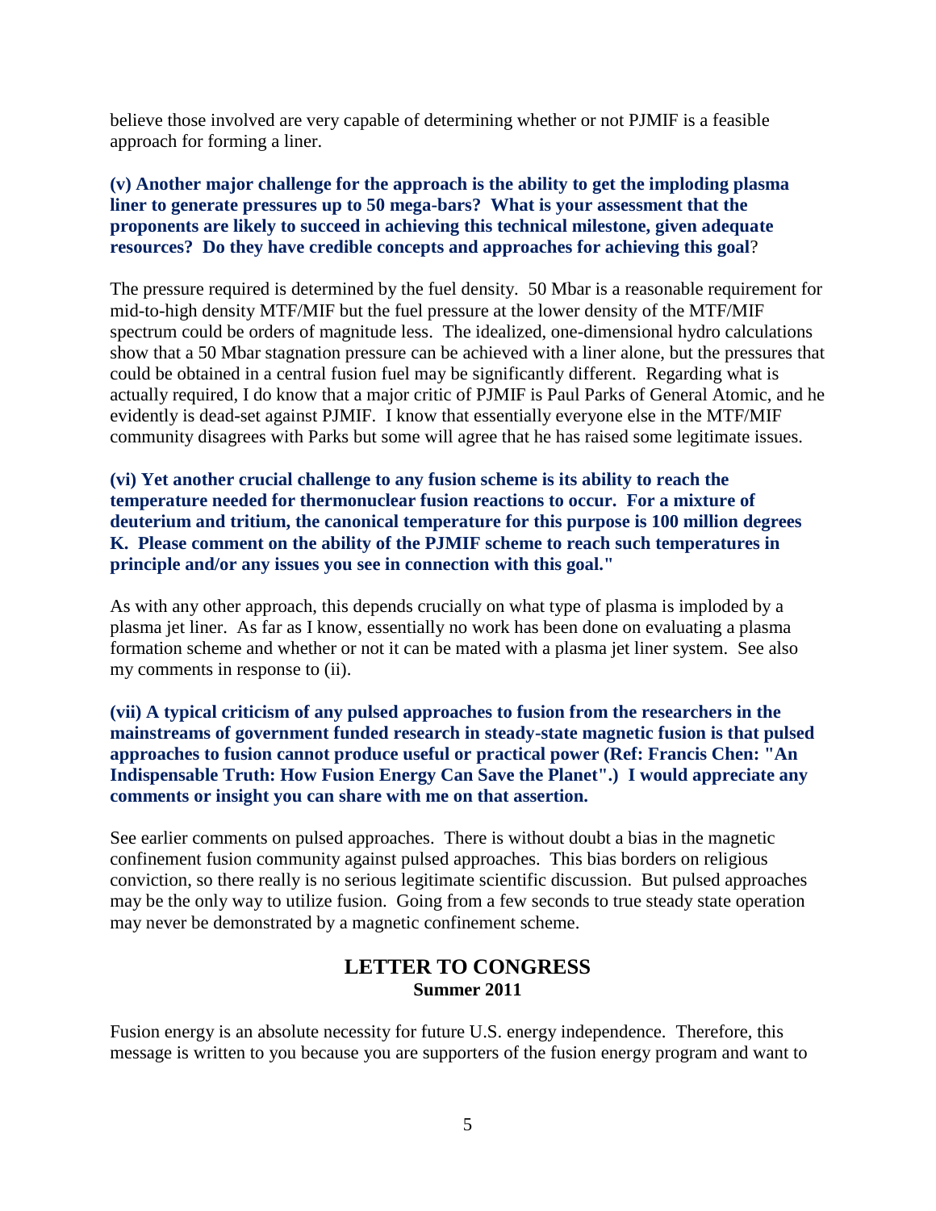believe those involved are very capable of determining whether or not PJMIF is a feasible approach for forming a liner.

**(v) Another major challenge for the approach is the ability to get the imploding plasma liner to generate pressures up to 50 mega-bars? What is your assessment that the proponents are likely to succeed in achieving this technical milestone, given adequate resources? Do they have credible concepts and approaches for achieving this goal**?

The pressure required is determined by the fuel density. 50 Mbar is a reasonable requirement for mid-to-high density MTF/MIF but the fuel pressure at the lower density of the MTF/MIF spectrum could be orders of magnitude less. The idealized, one-dimensional hydro calculations show that a 50 Mbar stagnation pressure can be achieved with a liner alone, but the pressures that could be obtained in a central fusion fuel may be significantly different. Regarding what is actually required, I do know that a major critic of PJMIF is Paul Parks of General Atomic, and he evidently is dead-set against PJMIF. I know that essentially everyone else in the MTF/MIF community disagrees with Parks but some will agree that he has raised some legitimate issues.

**(vi) Yet another crucial challenge to any fusion scheme is its ability to reach the temperature needed for thermonuclear fusion reactions to occur. For a mixture of deuterium and tritium, the canonical temperature for this purpose is 100 million degrees K. Please comment on the ability of the PJMIF scheme to reach such temperatures in principle and/or any issues you see in connection with this goal."**

As with any other approach, this depends crucially on what type of plasma is imploded by a plasma jet liner. As far as I know, essentially no work has been done on evaluating a plasma formation scheme and whether or not it can be mated with a plasma jet liner system. See also my comments in response to (ii).

**(vii) A typical criticism of any pulsed approaches to fusion from the researchers in the mainstreams of government funded research in steady-state magnetic fusion is that pulsed approaches to fusion cannot produce useful or practical power (Ref: Francis Chen: "An Indispensable Truth: How Fusion Energy Can Save the Planet".) I would appreciate any comments or insight you can share with me on that assertion.**

See earlier comments on pulsed approaches. There is without doubt a bias in the magnetic confinement fusion community against pulsed approaches. This bias borders on religious conviction, so there really is no serious legitimate scientific discussion. But pulsed approaches may be the only way to utilize fusion. Going from a few seconds to true steady state operation may never be demonstrated by a magnetic confinement scheme.

## LETTER TO CONGRESS

**Summer 2011**

Fusion energy is an absolute necessity for future U.S. energy independence. Therefore, this message is written to you because you are supporters of the fusion energy program and want to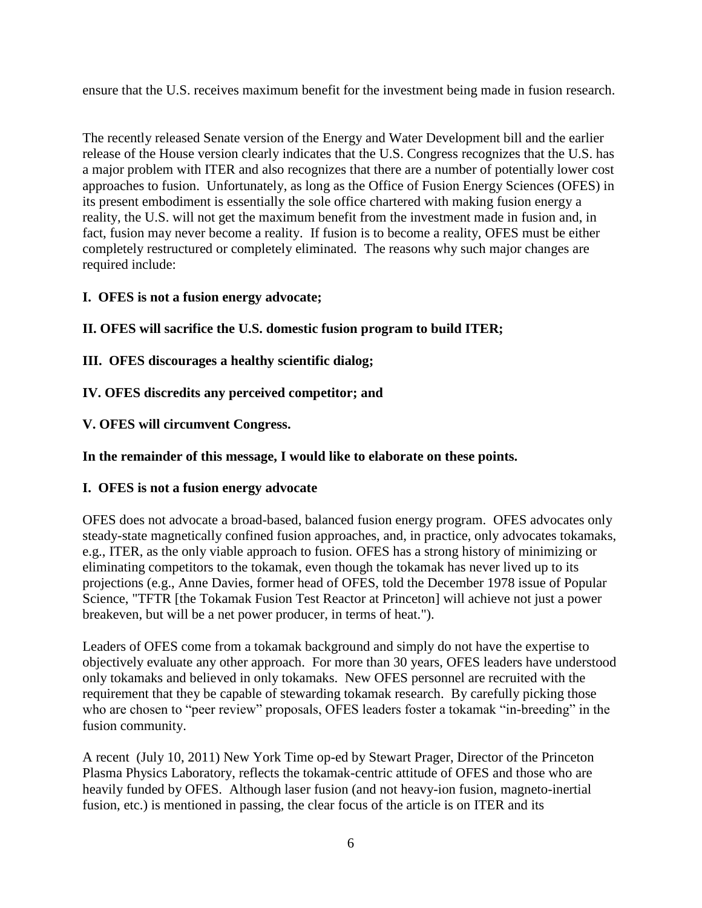ensure that the U.S. receives maximum benefit for the investment being made in fusion research.

The recently released Senate version of the Energy and Water Development bill and the earlier release of the House version clearly indicates that the U.S. Congress recognizes that the U.S. has a major problem with ITER and also recognizes that there are a number of potentially lower cost approaches to fusion. Unfortunately, as long as the Office of Fusion Energy Sciences (OFES) in its present embodiment is essentially the sole office chartered with making fusion energy a reality, the U.S. will not get the maximum benefit from the investment made in fusion and, in fact, fusion may never become a reality. If fusion is to become a reality, OFES must be either completely restructured or completely eliminated. The reasons why such major changes are required include:

**I. OFES is not a fusion energy advocate;**

**II. OFES will sacrifice the U.S. domestic fusion program to build ITER;**

**III. OFES discourages a healthy scientific dialog;**

**IV. OFES discredits any perceived competitor; and**

**V. OFES will circumvent Congress.**

**In the remainder of this message, I would like to elaborate on these points.**

**I. OFES is not a fusion energy advocate**

OFES does not advocate a broad-based, balanced fusion energy program. OFES advocates only steady-state magnetically confined fusion approaches, and, in practice, only advocates tokamaks, e.g., ITER, as the only viable approach to fusion. OFES has a strong history of minimizing or eliminating competitors to the tokamak, even though the tokamak has never lived up to its projections (e.g., Anne Davies, former head of OFES, told the December 1978 issue of Popular Science, "TFTR [the Tokamak Fusion Test Reactor at Princeton] will achieve not just a power breakeven, but will be a net power producer, in terms of heat.").

Leaders of OFES come from a tokamak background and simply do not have the expertise to objectively evaluate any other approach. For more than 30 years, OFES leaders have understood only tokamaks and believed in only tokamaks. New OFES personnel are recruited with the requirement that they be capable of stewarding tokamak research. By carefully picking those who are chosen to "peer review" proposals, OFES leaders foster a tokamak "in-breeding" in the fusion community.

A recent (July 10, 2011) New York Time op-ed by Stewart Prager, Director of the Princeton Plasma Physics Laboratory, reflects the tokamak-centric attitude of OFES and those who are heavily funded by OFES. Although laser fusion (and not heavy-ion fusion, magneto-inertial fusion, etc.) is mentioned in passing, the clear focus of the article is on ITER and its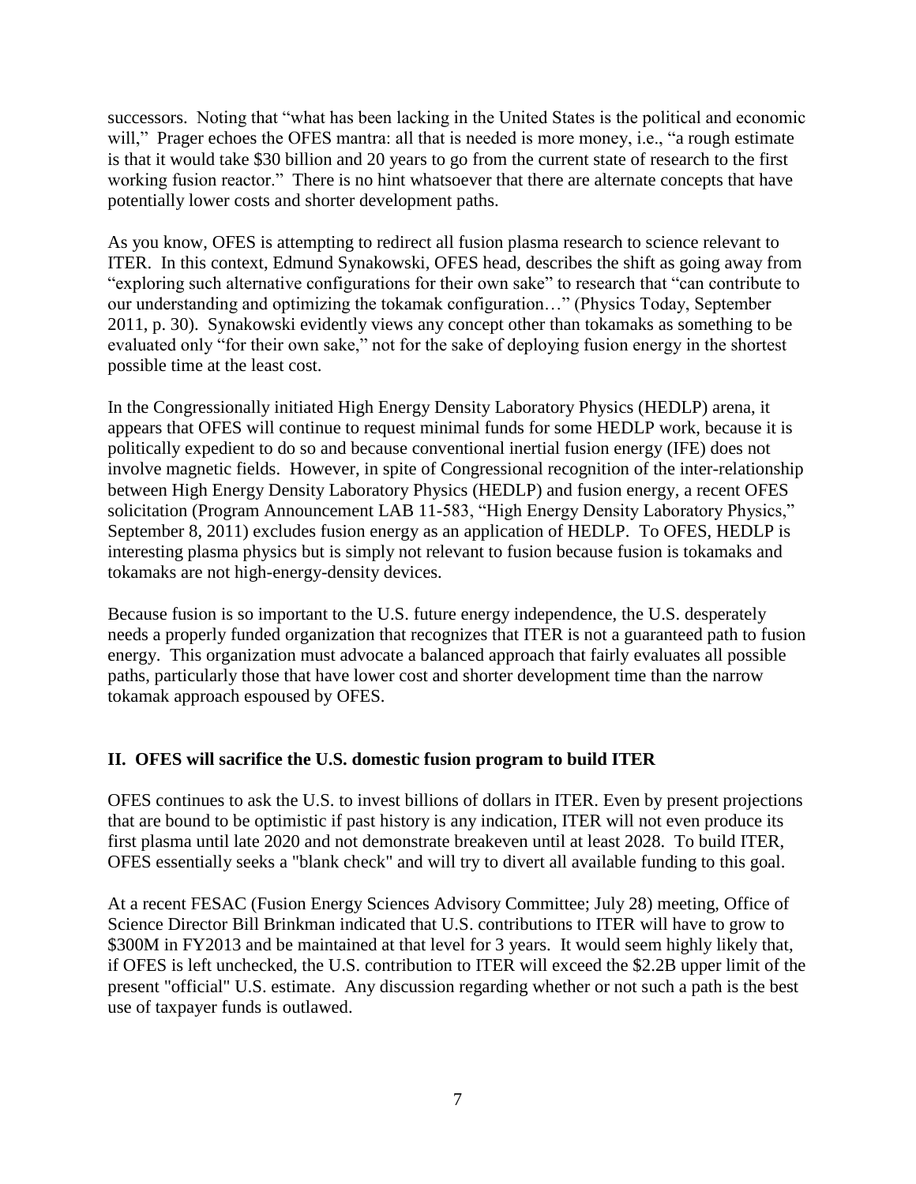successors. Noting that "what has been lacking in the United States is the political and economic will," Prager echoes the OFES mantra: all that is needed is more money, i.e., "a rough estimate is that it would take $30 billion and 20 years to go from the current state of research to the first working fusion reactor." There is no hint whatsoever that there are alternate concepts that have potentially lower costs and shorter development paths.

As you know, OFES is attempting to redirect all fusion plasma research to science relevant to ITER. In this context, Edmund Synakowski, OFES head, describes the shift as going away from "exploring such alternative configurations for their own sake" to research that "can contribute to our understanding and optimizing the tokamak configuration…" (Physics Today, September 2011, p. 30). Synakowski evidently views any concept other than tokamaks as something to be evaluated only "for their own sake," not for the sake of deploying fusion energy in the shortest possible time at the least cost.

In the Congressionally initiated High Energy Density Laboratory Physics (HEDLP) arena, it appears that OFES will continue to request minimal funds for some HEDLP work, because it is politically expedient to do so and because conventional inertial fusion energy (IFE) does not involve magnetic fields. However, in spite of Congressional recognition of the inter-relationship between High Energy Density Laboratory Physics (HEDLP) and fusion energy, a recent OFES solicitation (Program Announcement LAB 11-583, "High Energy Density Laboratory Physics," September 8, 2011) excludes fusion energy as an application of HEDLP. To OFES, HEDLP is interesting plasma physics but is simply not relevant to fusion because fusion is tokamaks and tokamaks are not high-energy-density devices.

Because fusion is so important to the U.S. future energy independence, the U.S. desperately needs a properly funded organization that recognizes that ITER is not a guaranteed path to fusion energy. This organization must advocate a balanced approach that fairly evaluates all possible paths, particularly those that have lower cost and shorter development time than the narrow tokamak approach espoused by OFES.

## II. OFES will sacrifice the U.S. domestic fusion program to build ITER

OFES continues to ask the U.S. to invest billions of dollars in ITER. Even by present projections that are bound to be optimistic if past history is any indication, ITER will not even produce its first plasma until late 2020 and not demonstrate breakeven until at least 2028. To build ITER, OFES essentially seeks a "blank check" and will try to divert all available funding to this goal.

At a recent FESAC (Fusion Energy Sciences Advisory Committee; July 28) meeting, Office of Science Director Bill Brinkman indicated that U.S. contributions to ITER will have to grow to $300M in FY2013 and be maintained at that level for 3 years. It would seem highly likely that, if OFES is left unchecked, the U.S. contribution to ITER will exceed the $2.2B upper limit of the present "official" U.S. estimate. Any discussion regarding whether or not such a path is the best use of taxpayer funds is outlawed.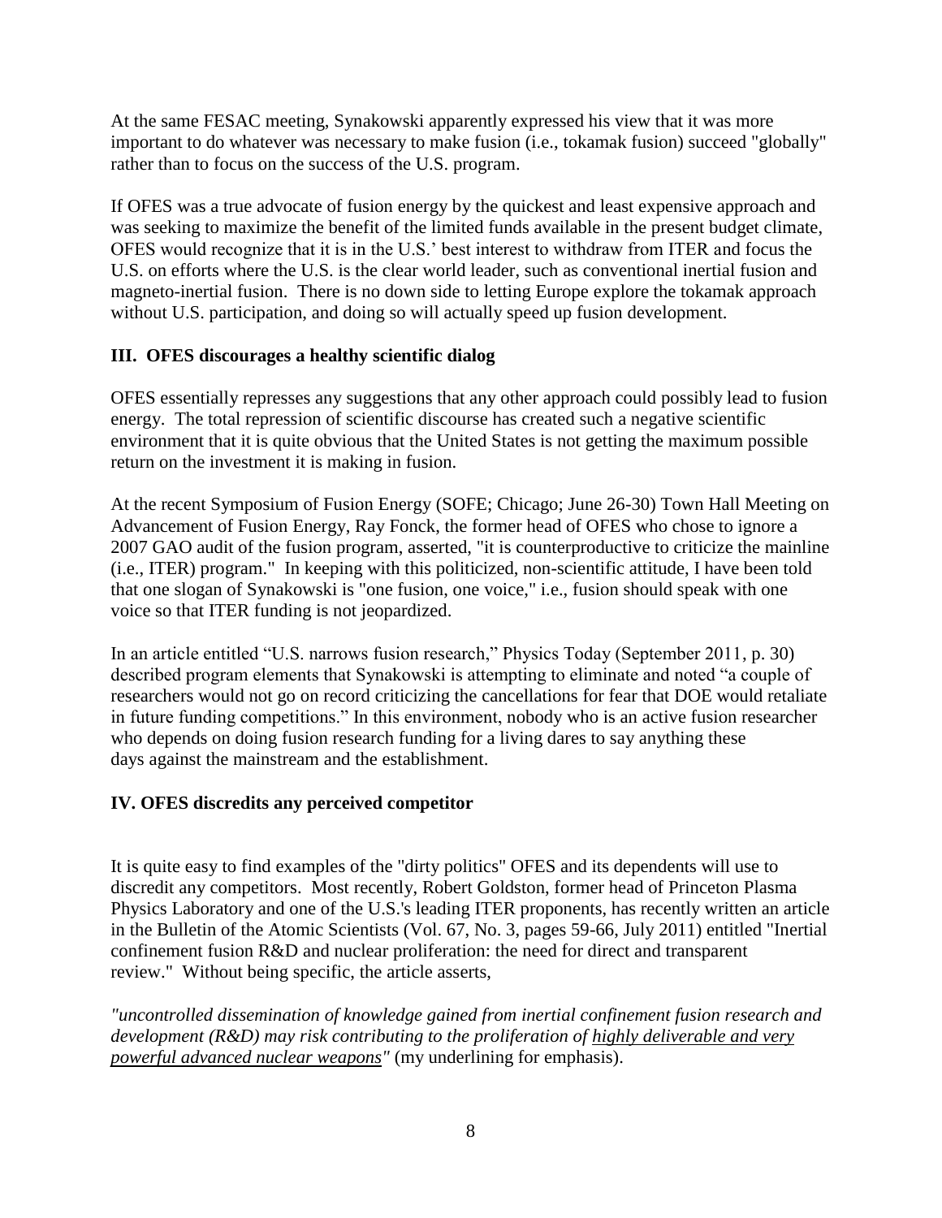At the same FESAC meeting, Synakowski apparently expressed his view that it was more important to do whatever was necessary to make fusion (i.e., tokamak fusion) succeed "globally" rather than to focus on the success of the U.S. program.

If OFES was a true advocate of fusion energy by the quickest and least expensive approach and was seeking to maximize the benefit of the limited funds available in the present budget climate, OFES would recognize that it is in the U.S.' best interest to withdraw from ITER and focus the U.S. on efforts where the U.S. is the clear world leader, such as conventional inertial fusion and magneto-inertial fusion. There is no down side to letting Europe explore the tokamak approach without U.S. participation, and doing so will actually speed up fusion development.

### III. OFES discourages a healthy scientific dialog

OFES essentially represses any suggestions that any other approach could possibly lead to fusion energy. The total repression of scientific discourse has created such a negative scientific environment that it is quite obvious that the United States is not getting the maximum possible return on the investment it is making in fusion.

At the recent Symposium of Fusion Energy (SOFE; Chicago; June 26-30) Town Hall Meeting on Advancement of Fusion Energy, Ray Fonck, the former head of OFES who chose to ignore a 2007 GAO audit of the fusion program, asserted, "it is counterproductive to criticize the mainline (i.e., ITER) program." In keeping with this politicized, non-scientific attitude, I have been told that one slogan of Synakowski is "one fusion, one voice," i.e., fusion should speak with one voice so that ITER funding is not jeopardized.

In an article entitled "U.S. narrows fusion research," Physics Today (September 2011, p. 30) described program elements that Synakowski is attempting to eliminate and noted "a couple of researchers would not go on record criticizing the cancellations for fear that DOE would retaliate in future funding competitions." In this environment, nobody who is an active fusion researcher who depends on doing fusion research funding for a living dares to say anything these days against the mainstream and the establishment.

### IV. OFES discredits any perceived competitor

It is quite easy to find examples of the "dirty politics" OFES and its dependents will use to discredit any competitors. Most recently, Robert Goldston, former head of Princeton Plasma Physics Laboratory and one of the U.S.'s leading ITER proponents, has recently written an article in the Bulletin of the Atomic Scientists (Vol. 67, No. 3, pages 59-66, July 2011) entitled "Inertial confinement fusion R&D and nuclear proliferation: the need for direct and transparent review." Without being specific, the article asserts,

*"uncontrolled dissemination of knowledge gained from inertial confinement fusion research and development (R&D) may risk contributing to the proliferation of <u>highly deliverable and very powerful advanced nuclear weapons</u>"* (my underlining for emphasis).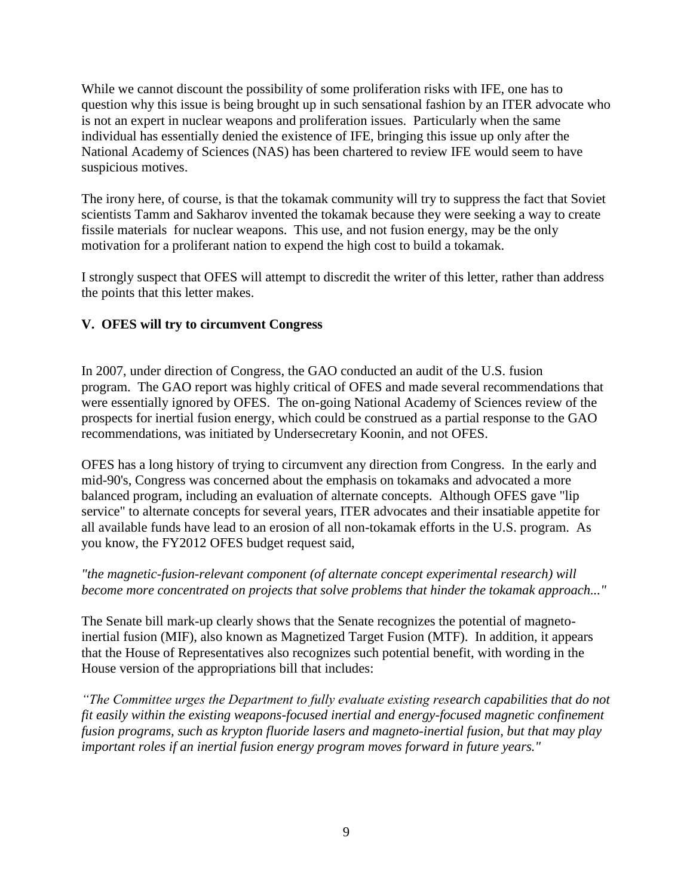While we cannot discount the possibility of some proliferation risks with IFE, one has to question why this issue is being brought up in such sensational fashion by an ITER advocate who is not an expert in nuclear weapons and proliferation issues. Particularly when the same individual has essentially denied the existence of IFE, bringing this issue up only after the National Academy of Sciences (NAS) has been chartered to review IFE would seem to have suspicious motives.

The irony here, of course, is that the tokamak community will try to suppress the fact that Soviet scientists Tamm and Sakharov invented the tokamak because they were seeking a way to create fissile materials for nuclear weapons. This use, and not fusion energy, may be the only motivation for a proliferant nation to expend the high cost to build a tokamak.

I strongly suspect that OFES will attempt to discredit the writer of this letter, rather than address the points that this letter makes.

### V. OFES will try to circumvent Congress

In 2007, under direction of Congress, the GAO conducted an audit of the U.S. fusion program. The GAO report was highly critical of OFES and made several recommendations that were essentially ignored by OFES. The on-going National Academy of Sciences review of the prospects for inertial fusion energy, which could be construed as a partial response to the GAO recommendations, was initiated by Undersecretary Koonin, and not OFES.

OFES has a long history of trying to circumvent any direction from Congress. In the early and mid-90's, Congress was concerned about the emphasis on tokamaks and advocated a more balanced program, including an evaluation of alternate concepts. Although OFES gave "lip service" to alternate concepts for several years, ITER advocates and their insatiable appetite for all available funds have lead to an erosion of all non-tokamak efforts in the U.S. program. As you know, the FY2012 OFES budget request said,

*"the magnetic-fusion-relevant component (of alternate concept experimental research) will become more concentrated on projects that solve problems that hinder the tokamak approach..."*

The Senate bill mark-up clearly shows that the Senate recognizes the potential of magneto-inertial fusion (MIF), also known as Magnetized Target Fusion (MTF). In addition, it appears that the House of Representatives also recognizes such potential benefit, with wording in the House version of the appropriations bill that includes:

*"The Committee urges the Department to fully evaluate existing research capabilities that do not fit easily within the existing weapons-focused inertial and energy-focused magnetic confinement fusion programs, such as krypton fluoride lasers and magneto-inertial fusion, but that may play important roles if an inertial fusion energy program moves forward in future years."*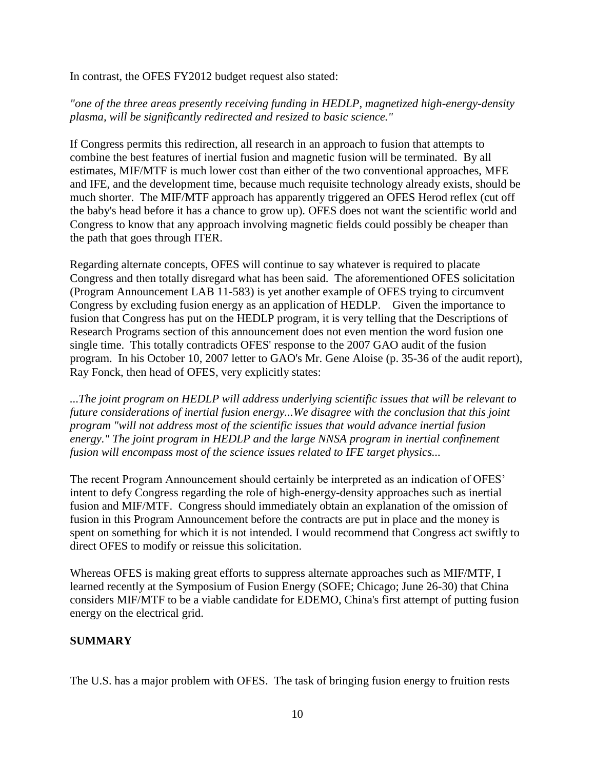In contrast, the OFES FY2012 budget request also stated:

*"one of the three areas presently receiving funding in HEDLP, magnetized high-energy-density plasma, will be significantly redirected and resized to basic science."*

If Congress permits this redirection, all research in an approach to fusion that attempts to combine the best features of inertial fusion and magnetic fusion will be terminated. By all estimates, MIF/MTF is much lower cost than either of the two conventional approaches, MFE and IFE, and the development time, because much requisite technology already exists, should be much shorter. The MIF/MTF approach has apparently triggered an OFES Herod reflex (cut off the baby's head before it has a chance to grow up). OFES does not want the scientific world and Congress to know that any approach involving magnetic fields could possibly be cheaper than the path that goes through ITER.

Regarding alternate concepts, OFES will continue to say whatever is required to placate Congress and then totally disregard what has been said. The aforementioned OFES solicitation (Program Announcement LAB 11-583) is yet another example of OFES trying to circumvent Congress by excluding fusion energy as an application of HEDLP. Given the importance to fusion that Congress has put on the HEDLP program, it is very telling that the Descriptions of Research Programs section of this announcement does not even mention the word fusion one single time. This totally contradicts OFES' response to the 2007 GAO audit of the fusion program. In his October 10, 2007 letter to GAO's Mr. Gene Aloise (p. 35-36 of the audit report), Ray Fonck, then head of OFES, very explicitly states:

*...The joint program on HEDLP will address underlying scientific issues that will be relevant to future considerations of inertial fusion energy...We disagree with the conclusion that this joint program "will not address most of the scientific issues that would advance inertial fusion energy." The joint program in HEDLP and the large NNSA program in inertial confinement fusion will encompass most of the science issues related to IFE target physics...*

The recent Program Announcement should certainly be interpreted as an indication of OFES' intent to defy Congress regarding the role of high-energy-density approaches such as inertial fusion and MIF/MTF. Congress should immediately obtain an explanation of the omission of fusion in this Program Announcement before the contracts are put in place and the money is spent on something for which it is not intended. I would recommend that Congress act swiftly to direct OFES to modify or reissue this solicitation.

Whereas OFES is making great efforts to suppress alternate approaches such as MIF/MTF, I learned recently at the Symposium of Fusion Energy (SOFE; Chicago; June 26-30) that China considers MIF/MTF to be a viable candidate for EDEMO, China's first attempt of putting fusion energy on the electrical grid.

**SUMMARY**

The U.S. has a major problem with OFES. The task of bringing fusion energy to fruition rests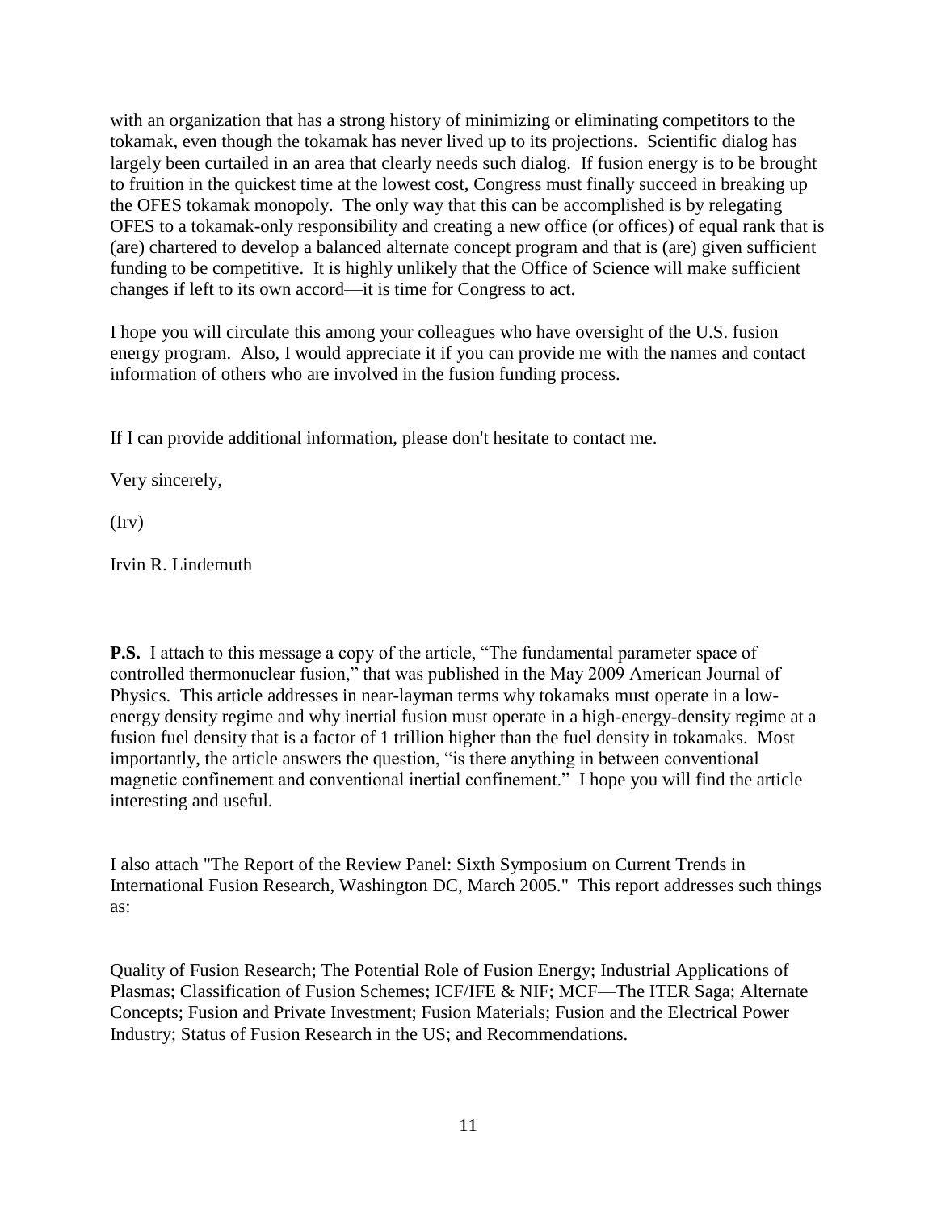with an organization that has a strong history of minimizing or eliminating competitors to the tokamak, even though the tokamak has never lived up to its projections. Scientific dialog has largely been curtailed in an area that clearly needs such dialog. If fusion energy is to be brought to fruition in the quickest time at the lowest cost, Congress must finally succeed in breaking up the OFES tokamak monopoly. The only way that this can be accomplished is by relegating OFES to a tokamak-only responsibility and creating a new office (or offices) of equal rank that is (are) chartered to develop a balanced alternate concept program and that is (are) given sufficient funding to be competitive. It is highly unlikely that the Office of Science will make sufficient changes if left to its own accord—it is time for Congress to act.

I hope you will circulate this among your colleagues who have oversight of the U.S. fusion energy program. Also, I would appreciate it if you can provide me with the names and contact information of others who are involved in the fusion funding process.

If I can provide additional information, please don't hesitate to contact me.

Very sincerely,

(Irv)

Irvin R. Lindemuth

**P.S.** I attach to this message a copy of the article, "The fundamental parameter space of controlled thermonuclear fusion," that was published in the May 2009 American Journal of Physics. This article addresses in near-layman terms why tokamaks must operate in a low-energy density regime and why inertial fusion must operate in a high-energy-density regime at a fusion fuel density that is a factor of 1 trillion higher than the fuel density in tokamaks. Most importantly, the article answers the question, "is there anything in between conventional magnetic confinement and conventional inertial confinement." I hope you will find the article interesting and useful.

I also attach "The Report of the Review Panel: Sixth Symposium on Current Trends in International Fusion Research, Washington DC, March 2005." This report addresses such things as:

Quality of Fusion Research; The Potential Role of Fusion Energy; Industrial Applications of Plasmas; Classification of Fusion Schemes; ICF/IFE & NIF; MCF—The ITER Saga; Alternate Concepts; Fusion and Private Investment; Fusion Materials; Fusion and the Electrical Power Industry; Status of Fusion Research in the US; and Recommendations.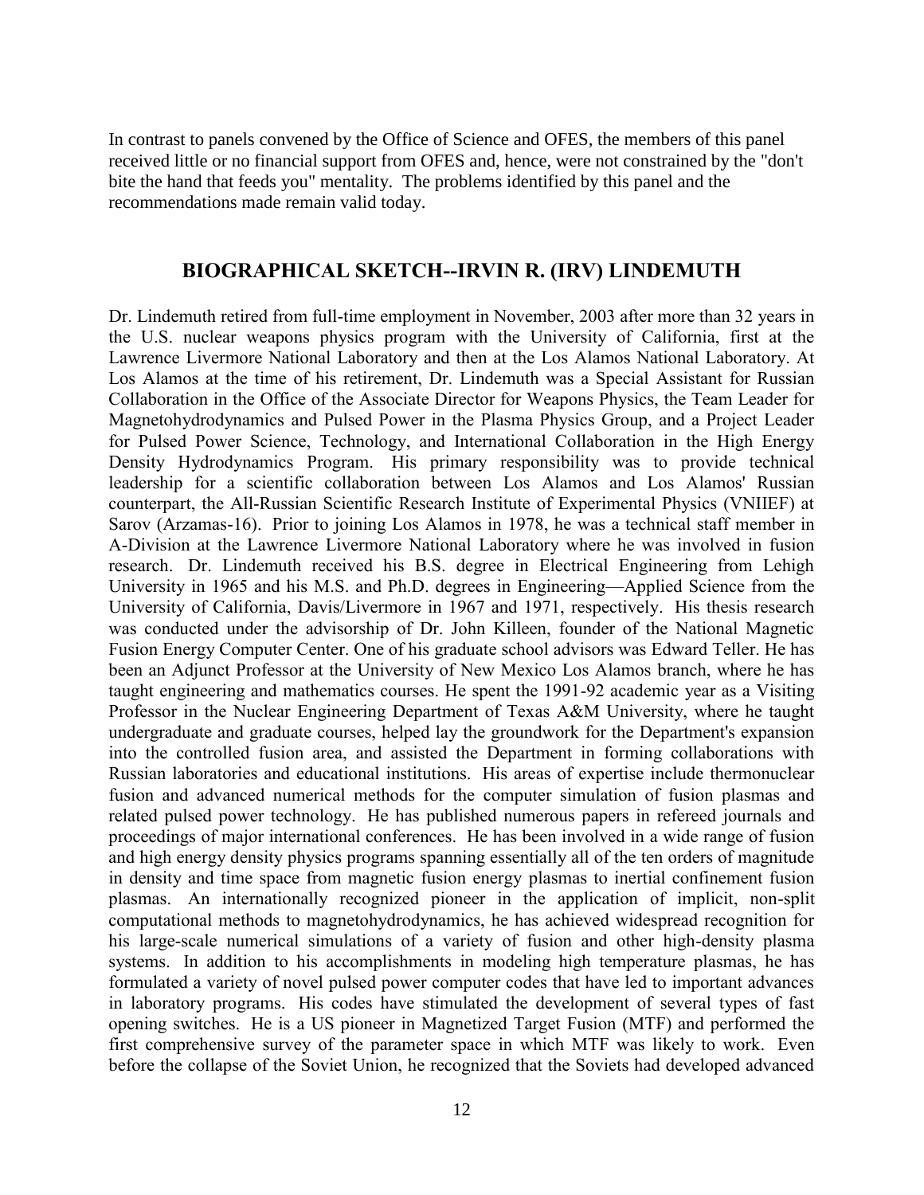In contrast to panels convened by the Office of Science and OFES, the members of this panel received little or no financial support from OFES and, hence, were not constrained by the "don't bite the hand that feeds you" mentality. The problems identified by this panel and the recommendations made remain valid today.

## BIOGRAPHICAL SKETCH--IRVIN R. (IRV) LINDEMUTH

Dr. Lindemuth retired from full-time employment in November, 2003 after more than 32 years in the U.S. nuclear weapons physics program with the University of California, first at the Lawrence Livermore National Laboratory and then at the Los Alamos National Laboratory. At Los Alamos at the time of his retirement, Dr. Lindemuth was a Special Assistant for Russian Collaboration in the Office of the Associate Director for Weapons Physics, the Team Leader for Magnetohydrodynamics and Pulsed Power in the Plasma Physics Group, and a Project Leader for Pulsed Power Science, Technology, and International Collaboration in the High Energy Density Hydrodynamics Program. His primary responsibility was to provide technical leadership for a scientific collaboration between Los Alamos and Los Alamos' Russian counterpart, the All-Russian Scientific Research Institute of Experimental Physics (VNIIEF) at Sarov (Arzamas-16). Prior to joining Los Alamos in 1978, he was a technical staff member in A-Division at the Lawrence Livermore National Laboratory where he was involved in fusion research. Dr. Lindemuth received his B.S. degree in Electrical Engineering from Lehigh University in 1965 and his M.S. and Ph.D. degrees in Engineering—Applied Science from the University of California, Davis/Livermore in 1967 and 1971, respectively. His thesis research was conducted under the advisorship of Dr. John Killeen, founder of the National Magnetic Fusion Energy Computer Center. One of his graduate school advisors was Edward Teller. He has been an Adjunct Professor at the University of New Mexico Los Alamos branch, where he has taught engineering and mathematics courses. He spent the 1991-92 academic year as a Visiting Professor in the Nuclear Engineering Department of Texas A&M University, where he taught undergraduate and graduate courses, helped lay the groundwork for the Department's expansion into the controlled fusion area, and assisted the Department in forming collaborations with Russian laboratories and educational institutions. His areas of expertise include thermonuclear fusion and advanced numerical methods for the computer simulation of fusion plasmas and related pulsed power technology. He has published numerous papers in refereed journals and proceedings of major international conferences. He has been involved in a wide range of fusion and high energy density physics programs spanning essentially all of the ten orders of magnitude in density and time space from magnetic fusion energy plasmas to inertial confinement fusion plasmas. An internationally recognized pioneer in the application of implicit, non-split computational methods to magnetohydrodynamics, he has achieved widespread recognition for his large-scale numerical simulations of a variety of fusion and other high-density plasma systems. In addition to his accomplishments in modeling high temperature plasmas, he has formulated a variety of novel pulsed power computer codes that have led to important advances in laboratory programs. His codes have stimulated the development of several types of fast opening switches. He is a US pioneer in Magnetized Target Fusion (MTF) and performed the first comprehensive survey of the parameter space in which MTF was likely to work. Even before the collapse of the Soviet Union, he recognized that the Soviets had developed advanced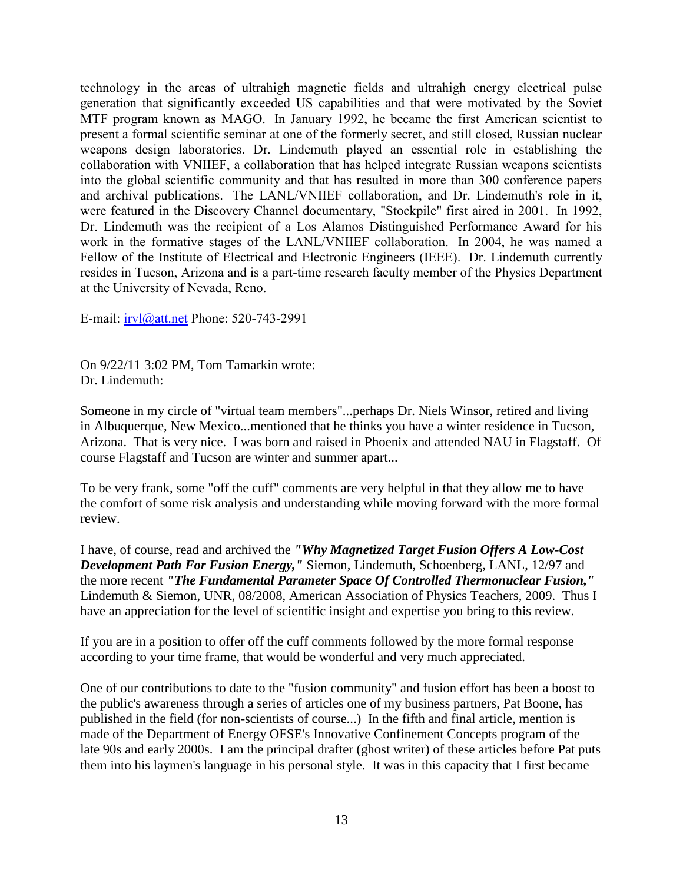technology in the areas of ultrahigh magnetic fields and ultrahigh energy electrical pulse generation that significantly exceeded US capabilities and that were motivated by the Soviet MTF program known as MAGO. In January 1992, he became the first American scientist to present a formal scientific seminar at one of the formerly secret, and still closed, Russian nuclear weapons design laboratories. Dr. Lindemuth played an essential role in establishing the collaboration with VNIIEF, a collaboration that has helped integrate Russian weapons scientists into the global scientific community and that has resulted in more than 300 conference papers and archival publications. The LANL/VNIIEF collaboration, and Dr. Lindemuth's role in it, were featured in the Discovery Channel documentary, "Stockpile" first aired in 2001. In 1992, Dr. Lindemuth was the recipient of a Los Alamos Distinguished Performance Award for his work in the formative stages of the LANL/VNIIEF collaboration. In 2004, he was named a Fellow of the Institute of Electrical and Electronic Engineers (IEEE). Dr. Lindemuth currently resides in Tucson, Arizona and is a part-time research faculty member of the Physics Department at the University of Nevada, Reno.

E-mail: irvl@att.net Phone: 520-743-2991

On 9/22/11 3:02 PM, Tom Tamarkin wrote:
Dr. Lindemuth:

Someone in my circle of "virtual team members"...perhaps Dr. Niels Winsor, retired and living in Albuquerque, New Mexico...mentioned that he thinks you have a winter residence in Tucson, Arizona. That is very nice. I was born and raised in Phoenix and attended NAU in Flagstaff. Of course Flagstaff and Tucson are winter and summer apart...

To be very frank, some "off the cuff" comments are very helpful in that they allow me to have the comfort of some risk analysis and understanding while moving forward with the more formal review.

I have, of course, read and archived the ***"Why Magnetized Target Fusion Offers A Low-Cost Development Path For Fusion Energy,"*** Siemon, Lindemuth, Schoenberg, LANL, 12/97 and the more recent ***"The Fundamental Parameter Space Of Controlled Thermonuclear Fusion,"*** Lindemuth & Siemon, UNR, 08/2008, American Association of Physics Teachers, 2009. Thus I have an appreciation for the level of scientific insight and expertise you bring to this review.

If you are in a position to offer off the cuff comments followed by the more formal response according to your time frame, that would be wonderful and very much appreciated.

One of our contributions to date to the "fusion community" and fusion effort has been a boost to the public's awareness through a series of articles one of my business partners, Pat Boone, has published in the field (for non-scientists of course...) In the fifth and final article, mention is made of the Department of Energy OFSE's Innovative Confinement Concepts program of the late 90s and early 2000s. I am the principal drafter (ghost writer) of these articles before Pat puts them into his laymen's language in his personal style. It was in this capacity that I first became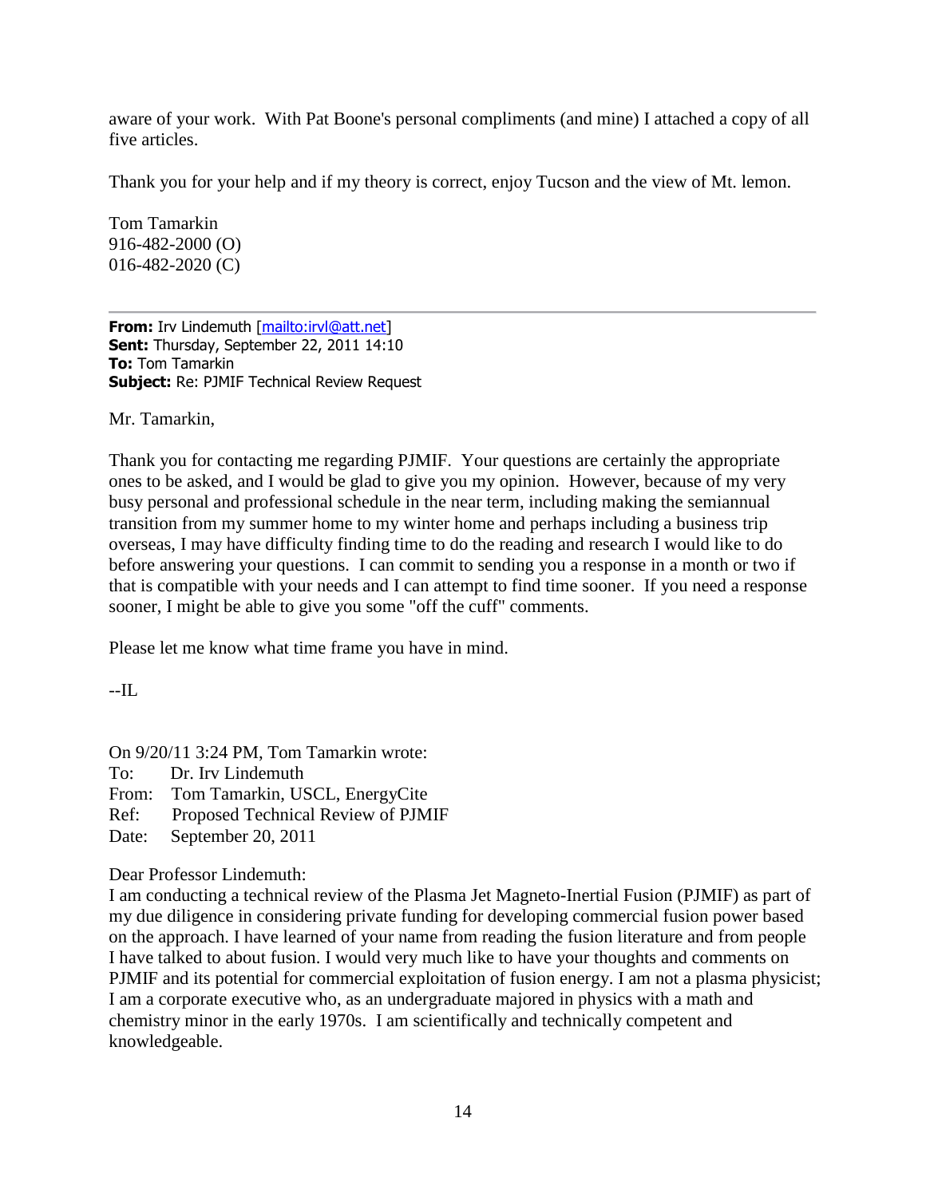aware of your work. With Pat Boone's personal compliments (and mine) I attached a copy of all five articles.

Thank you for your help and if my theory is correct, enjoy Tucson and the view of Mt. lemon.

Tom Tamarkin
916-482-2000 (O)
016-482-2020 (C)

---

**From:** Irv Lindemuth [mailto:irvl@att.net]
**Sent:** Thursday, September 22, 2011 14:10
**To:** Tom Tamarkin
**Subject:** Re: PJMIF Technical Review Request

Mr. Tamarkin,

Thank you for contacting me regarding PJMIF. Your questions are certainly the appropriate ones to be asked, and I would be glad to give you my opinion. However, because of my very busy personal and professional schedule in the near term, including making the semiannual transition from my summer home to my winter home and perhaps including a business trip overseas, I may have difficulty finding time to do the reading and research I would like to do before answering your questions. I can commit to sending you a response in a month or two if that is compatible with your needs and I can attempt to find time sooner. If you need a response sooner, I might be able to give you some "off the cuff" comments.

Please let me know what time frame you have in mind.

--IL

On 9/20/11 3:24 PM, Tom Tamarkin wrote:
To: Dr. Irv Lindemuth
From: Tom Tamarkin, USCL, EnergyCite
Ref: Proposed Technical Review of PJMIF
Date: September 20, 2011

Dear Professor Lindemuth:
I am conducting a technical review of the Plasma Jet Magneto-Inertial Fusion (PJMIF) as part of my due diligence in considering private funding for developing commercial fusion power based on the approach. I have learned of your name from reading the fusion literature and from people I have talked to about fusion. I would very much like to have your thoughts and comments on PJMIF and its potential for commercial exploitation of fusion energy. I am not a plasma physicist; I am a corporate executive who, as an undergraduate majored in physics with a math and chemistry minor in the early 1970s. I am scientifically and technically competent and knowledgeable.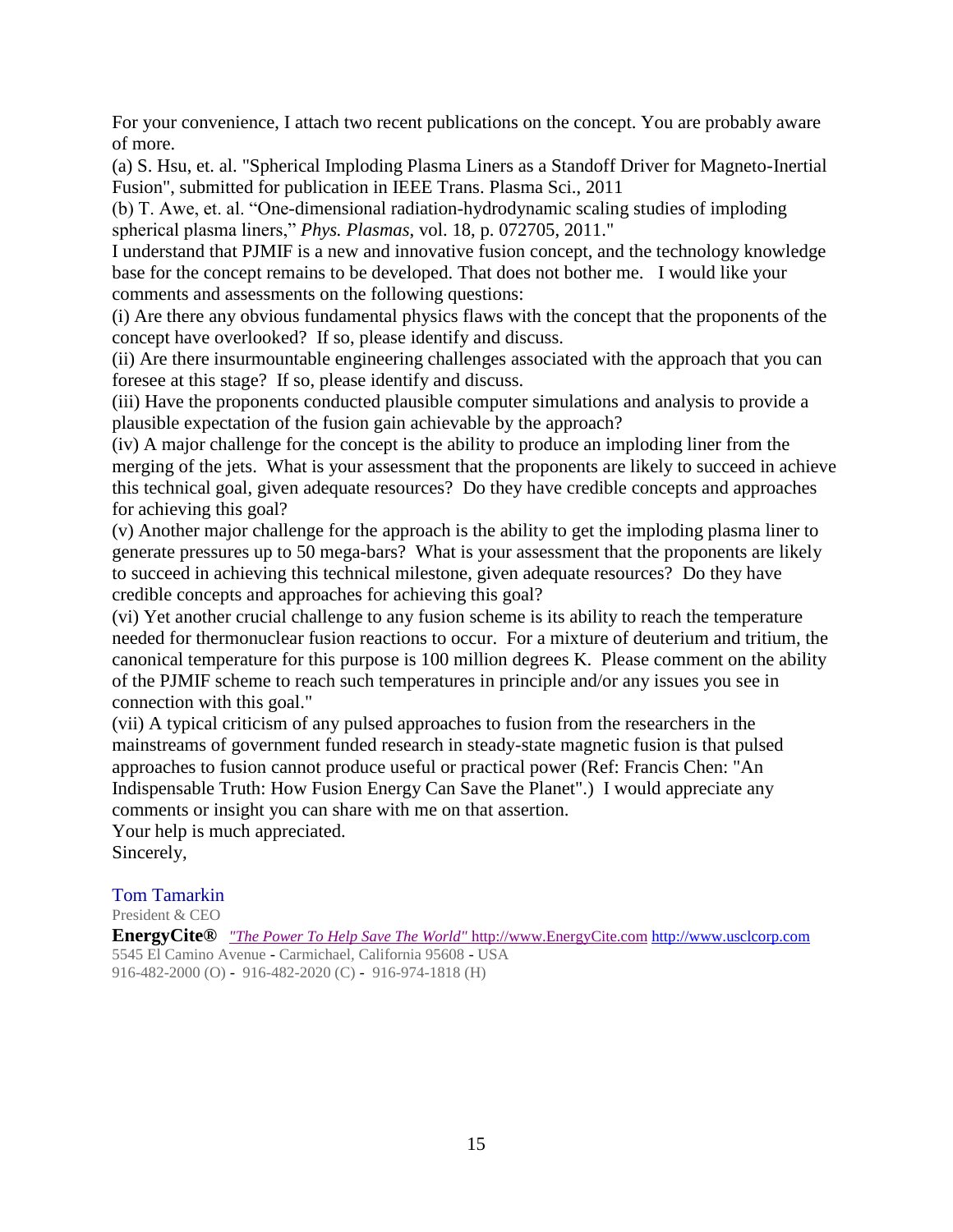For your convenience, I attach two recent publications on the concept. You are probably aware of more.

(a) S. Hsu, et. al. "Spherical Imploding Plasma Liners as a Standoff Driver for Magneto-Inertial Fusion", submitted for publication in IEEE Trans. Plasma Sci., 2011

(b) T. Awe, et. al. "One-dimensional radiation-hydrodynamic scaling studies of imploding spherical plasma liners," *Phys. Plasmas*, vol. 18, p. 072705, 2011."

I understand that PJMIF is a new and innovative fusion concept, and the technology knowledge base for the concept remains to be developed. That does not bother me. I would like your comments and assessments on the following questions:

(i) Are there any obvious fundamental physics flaws with the concept that the proponents of the concept have overlooked? If so, please identify and discuss.

(ii) Are there insurmountable engineering challenges associated with the approach that you can foresee at this stage? If so, please identify and discuss.

(iii) Have the proponents conducted plausible computer simulations and analysis to provide a plausible expectation of the fusion gain achievable by the approach?

(iv) A major challenge for the concept is the ability to produce an imploding liner from the merging of the jets. What is your assessment that the proponents are likely to succeed in achieve this technical goal, given adequate resources? Do they have credible concepts and approaches for achieving this goal?

(v) Another major challenge for the approach is the ability to get the imploding plasma liner to generate pressures up to 50 mega-bars? What is your assessment that the proponents are likely to succeed in achieving this technical milestone, given adequate resources? Do they have credible concepts and approaches for achieving this goal?

(vi) Yet another crucial challenge to any fusion scheme is its ability to reach the temperature needed for thermonuclear fusion reactions to occur. For a mixture of deuterium and tritium, the canonical temperature for this purpose is 100 million degrees K. Please comment on the ability of the PJMIF scheme to reach such temperatures in principle and/or any issues you see in connection with this goal."

(vii) A typical criticism of any pulsed approaches to fusion from the researchers in the mainstreams of government funded research in steady-state magnetic fusion is that pulsed approaches to fusion cannot produce useful or practical power (Ref: Francis Chen: "An Indispensable Truth: How Fusion Energy Can Save the Planet".) I would appreciate any comments or insight you can share with me on that assertion.

Your help is much appreciated.

Sincerely,

Tom Tamarkin
President & CEO
**EnergyCite®** *"The Power To Help Save The World"* http://www.EnergyCite.com http://www.usclcorp.com
5545 El Camino Avenue - Carmichael, California 95608 - USA
916-482-2000 (O) - 916-482-2020 (C) - 916-974-1818 (H)